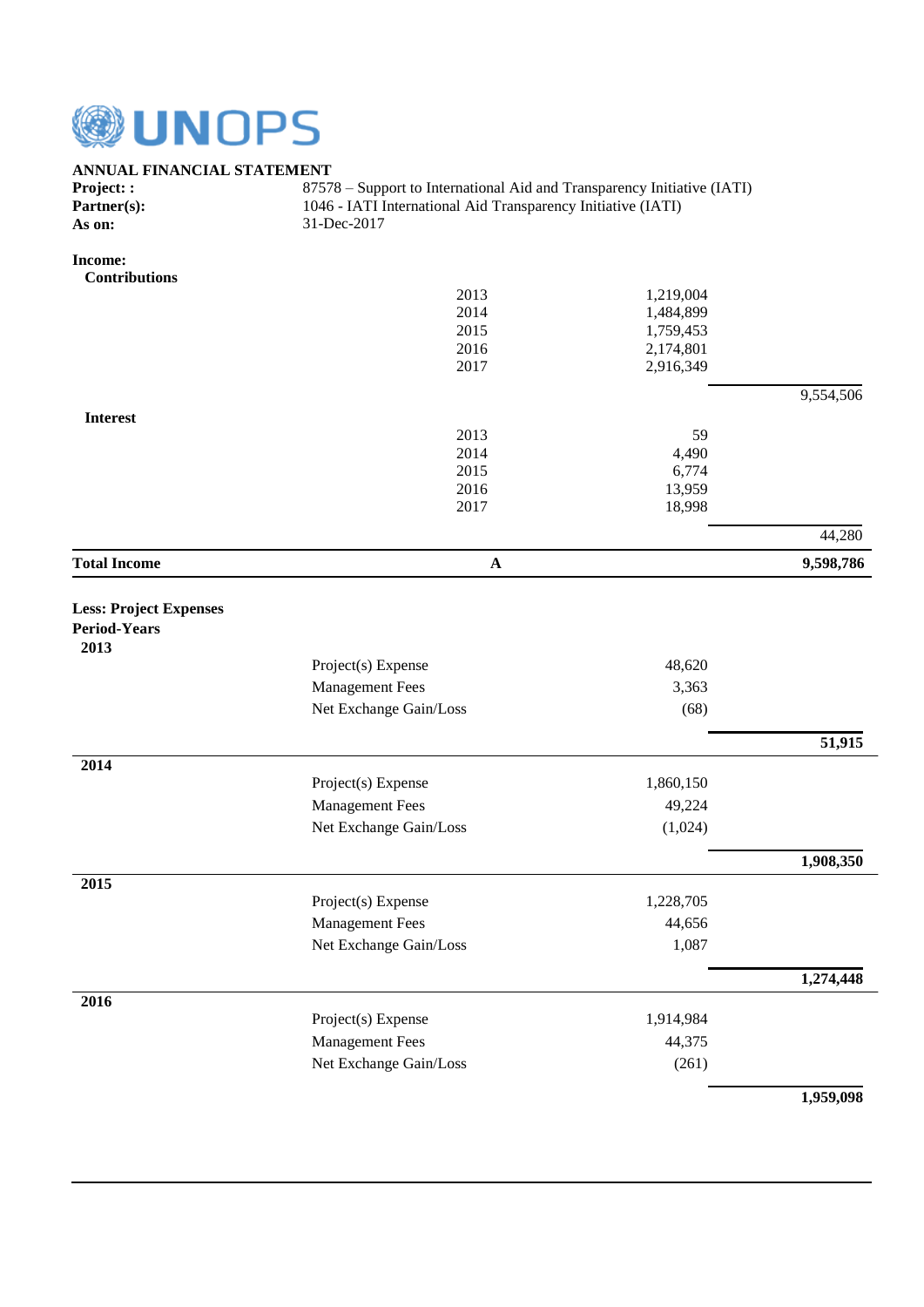UNOPS

**ANNUAL FINANCIAL STATEMENT**

| | |
|---|---|
| **Project: :** | 87578 – Support to International Aid and Transparency Initiative (IATI) |
| **Partner(s):** | 1046 - IATI International Aid Transparency Initiative (IATI) |
| **As on:** | 31-Dec-2017 |

**Income:**

| | | | |
|---|---|---|---|
| **Contributions** | | | |
| | 2013 | 1,219,004 | |
| | 2014 | 1,484,899 | |
| | 2015 | 1,759,453 | |
| | 2016 | 2,174,801 | |
| | 2017 | 2,916,349 | |
| | | | 9,554,506 |
| **Interest** | | | |
| | 2013 | 59 | |
| | 2014 | 4,490 | |
| | 2015 | 6,774 | |
| | 2016 | 13,959 | |
| | 2017 | 18,998 | |
| | | | 44,280 |
| **Total Income** | **A** | | **9,598,786** |

**Less: Project Expenses**

**Period-Years**

| | | | |
|---|---|---|---|
| **2013** | | | |
| | Project(s) Expense | 48,620 | |
| | Management Fees | 3,363 | |
| | Net Exchange Gain/Loss | (68) | |
| | | | **51,915** |
| **2014** | | | |
| | Project(s) Expense | 1,860,150 | |
| | Management Fees | 49,224 | |
| | Net Exchange Gain/Loss | (1,024) | |
| | | | **1,908,350** |
| **2015** | | | |
| | Project(s) Expense | 1,228,705 | |
| | Management Fees | 44,656 | |
| | Net Exchange Gain/Loss | 1,087 | |
| | | | **1,274,448** |
| **2016** | | | |
| | Project(s) Expense | 1,914,984 | |
| | Management Fees | 44,375 | |
| | Net Exchange Gain/Loss | (261) | |
| | | | **1,959,098** |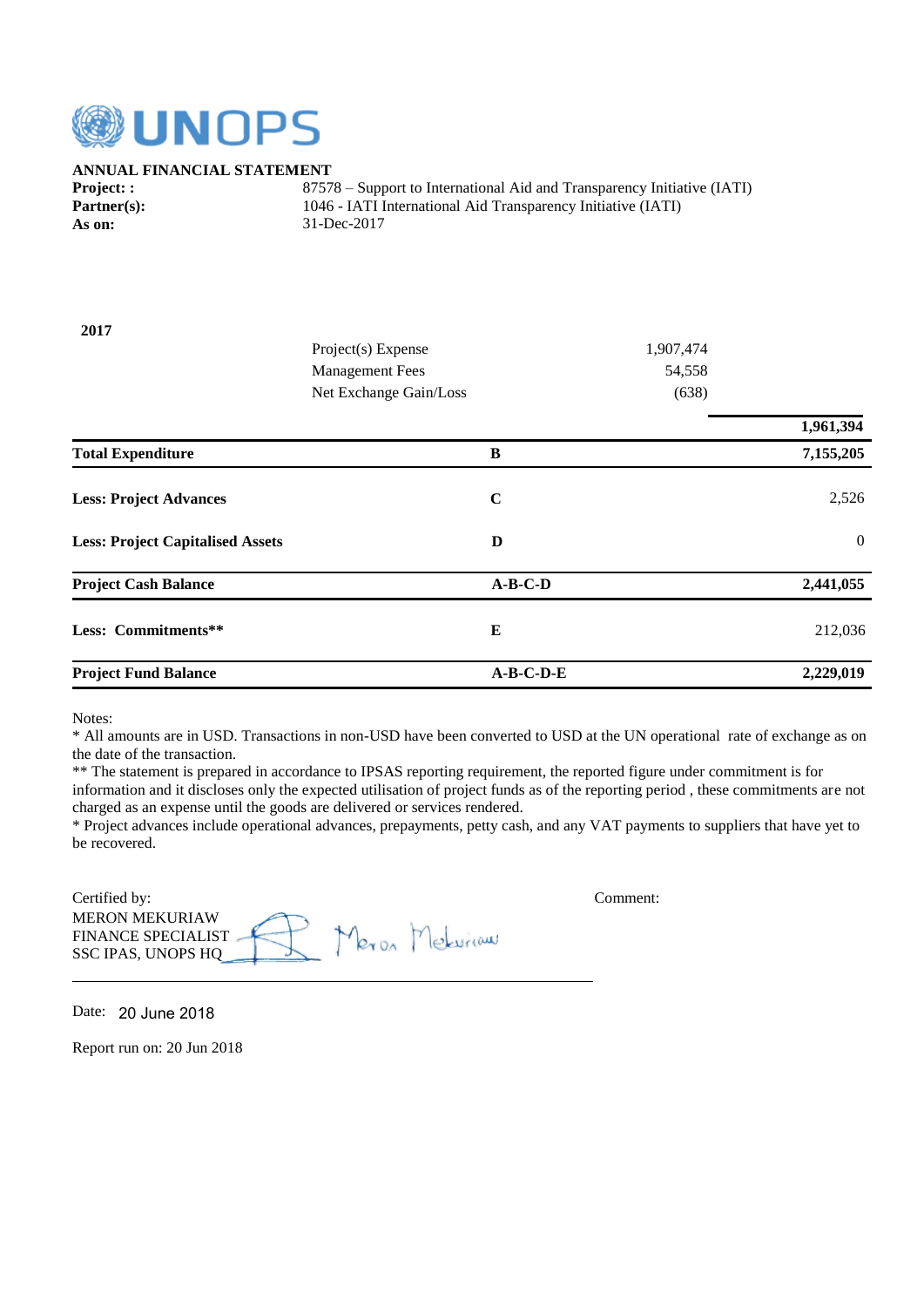UNOPS

**ANNUAL FINANCIAL STATEMENT**

**Project: :** 87578 – Support to International Aid and Transparency Initiative (IATI)
**Partner(s):** 1046 - IATI International Aid Transparency Initiative (IATI)
**As on:** 31-Dec-2017

**2017**

| | | | |
|---|---|---|---|
| | Project(s) Expense | 1,907,474 | |
| | Management Fees | 54,558 | |
| | Net Exchange Gain/Loss | (638) | |
| | | | **1,961,394** |
| **Total Expenditure** | **B** | | **7,155,205** |
| **Less: Project Advances** | **C** | | 2,526 |
| **Less: Project Capitalised Assets** | **D** | | 0 |
| **Project Cash Balance** | **A-B-C-D** | | **2,441,055** |
| **Less: Commitments**** | **E** | | 212,036 |
| **Project Fund Balance** | **A-B-C-D-E** | | **2,229,019** |

Notes:
* All amounts are in USD. Transactions in non-USD have been converted to USD at the UN operational rate of exchange as on the date of the transaction.
** The statement is prepared in accordance to IPSAS reporting requirement, the reported figure under commitment is for information and it discloses only the expected utilisation of project funds as of the reporting period , these commitments are not charged as an expense until the goods are delivered or services rendered.
* Project advances include operational advances, prepayments, petty cash, and any VAT payments to suppliers that have yet to be recovered.

Certified by:
MERON MEKURIAW
FINANCE SPECIALIST
SSC IPAS, UNOPS HQ

Comment:

Date: 20 June 2018

Report run on: 20 Jun 2018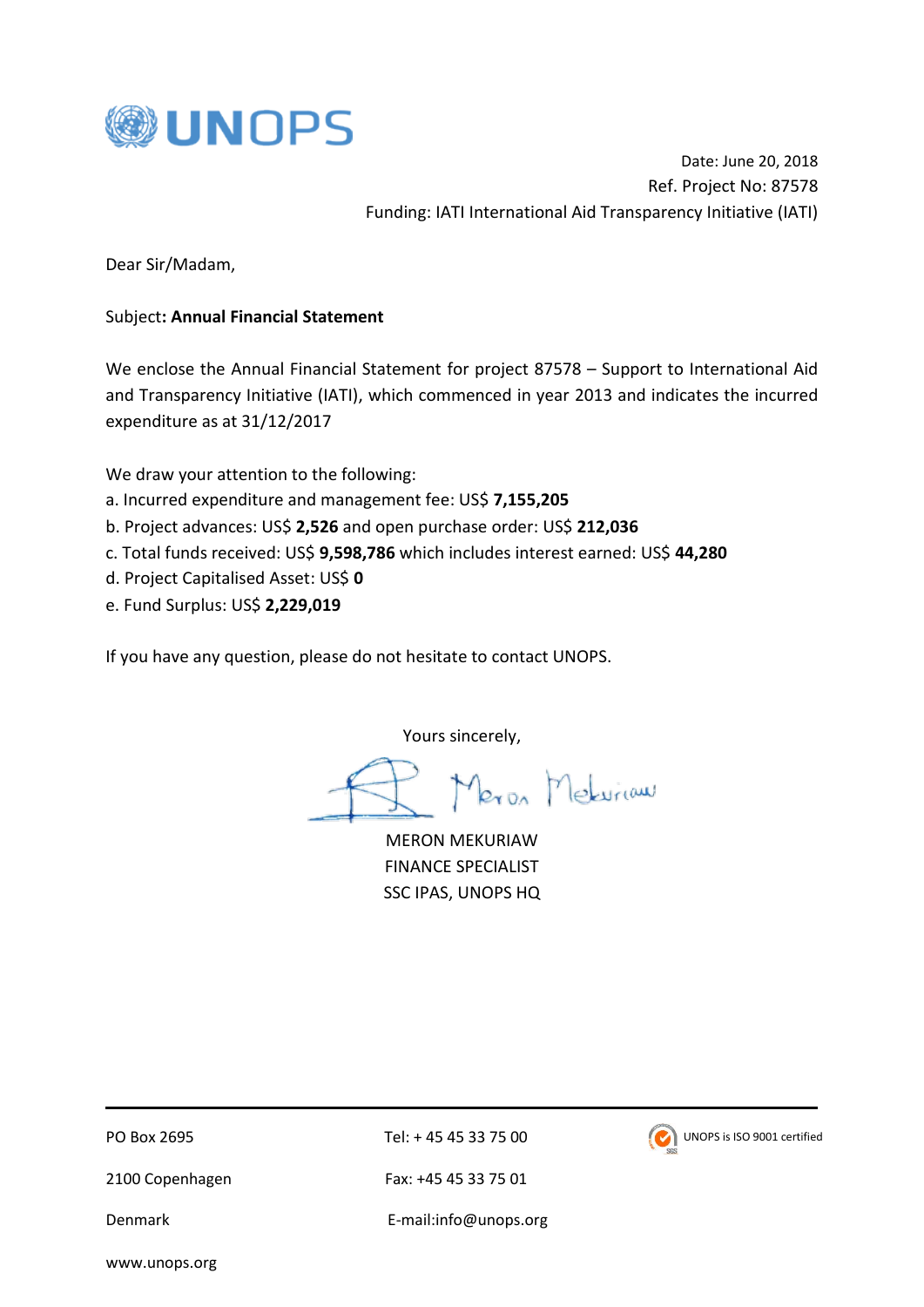UNOPS

Date: June 20, 2018
Ref. Project No: 87578
Funding: IATI International Aid Transparency Initiative (IATI)

Dear Sir/Madam,

Subject**: Annual Financial Statement**

We enclose the Annual Financial Statement for project 87578 – Support to International Aid and Transparency Initiative (IATI), which commenced in year 2013 and indicates the incurred expenditure as at 31/12/2017

We draw your attention to the following:

a. Incurred expenditure and management fee: US$ **7,155,205**
b. Project advances: US$ **2,526** and open purchase order: US$ **212,036**
c. Total funds received: US$ **9,598,786** which includes interest earned: US$ **44,280**
d. Project Capitalised Asset: US$ **0**
e. Fund Surplus: US$ **2,229,019**

If you have any question, please do not hesitate to contact UNOPS.

Yours sincerely,

Meron Mekuriaw

MERON MEKURIAW
FINANCE SPECIALIST
SSC IPAS, UNOPS HQ

PO Box 2695
2100 Copenhagen
Denmark
www.unops.org

Tel: + 45 45 33 75 00
Fax: +45 45 33 75 01
E-mail:info@unops.org

UNOPS is ISO 9001 certified